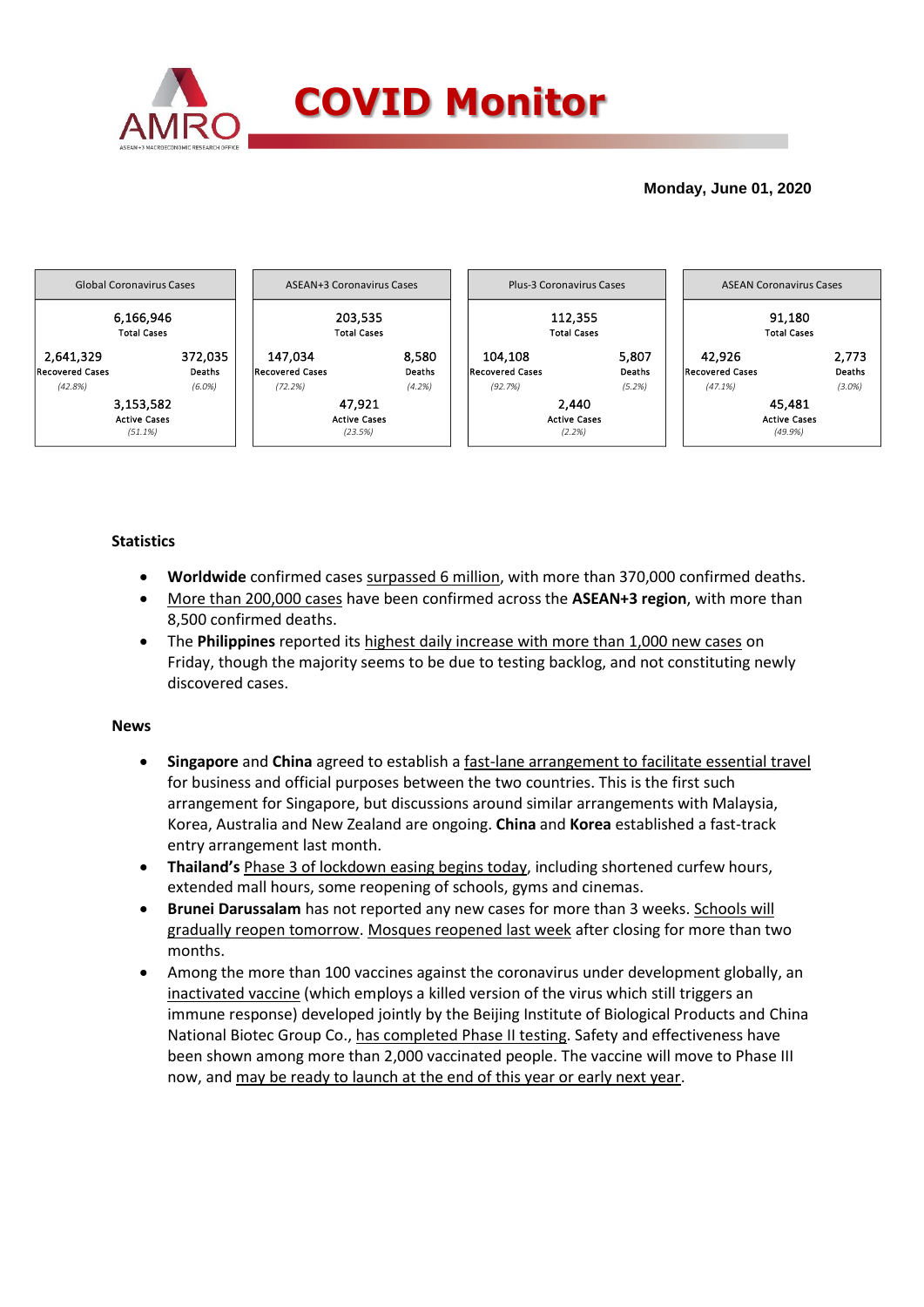# COVID Monitor

**Monday, June 01, 2020**

| Global Coronavirus Cases | | |
|---|---|---|
| | 6,166,946 Total Cases | |
| 2,641,329 Recovered Cases *(42.8%)* | | 372,035 Deaths *(6.0%)* |
| | 3,153,582 Active Cases *(51.1%)* | |

| ASEAN+3 Coronavirus Cases | | |
|---|---|---|
| | 203,535 Total Cases | |
| 147,034 Recovered Cases *(72.2%)* | | 8,580 Deaths *(4.2%)* |
| | 47,921 Active Cases *(23.5%)* | |

| Plus-3 Coronavirus Cases | | |
|---|---|---|
| | 112,355 Total Cases | |
| 104,108 Recovered Cases *(92.7%)* | | 5,807 Deaths *(5.2%)* |
| | 2,440 Active Cases *(2.2%)* | |

| ASEAN Coronavirus Cases | | |
|---|---|---|
| | 91,180 Total Cases | |
| 42,926 Recovered Cases *(47.1%)* | | 2,773 Deaths *(3.0%)* |
| | 45,481 Active Cases *(49.9%)* | |

## Statistics

- **Worldwide** confirmed cases surpassed 6 million, with more than 370,000 confirmed deaths.
- More than 200,000 cases have been confirmed across the **ASEAN+3 region**, with more than 8,500 confirmed deaths.
- The **Philippines** reported its highest daily increase with more than 1,000 new cases on Friday, though the majority seems to be due to testing backlog, and not constituting newly discovered cases.

## News

- **Singapore** and **China** agreed to establish a fast-lane arrangement to facilitate essential travel for business and official purposes between the two countries. This is the first such arrangement for Singapore, but discussions around similar arrangements with Malaysia, Korea, Australia and New Zealand are ongoing. **China** and **Korea** established a fast-track entry arrangement last month.
- **Thailand's** Phase 3 of lockdown easing begins today, including shortened curfew hours, extended mall hours, some reopening of schools, gyms and cinemas.
- **Brunei Darussalam** has not reported any new cases for more than 3 weeks. Schools will gradually reopen tomorrow. Mosques reopened last week after closing for more than two months.
- Among the more than 100 vaccines against the coronavirus under development globally, an inactivated vaccine (which employs a killed version of the virus which still triggers an immune response) developed jointly by the Beijing Institute of Biological Products and China National Biotec Group Co., has completed Phase II testing. Safety and effectiveness have been shown among more than 2,000 vaccinated people. The vaccine will move to Phase III now, and may be ready to launch at the end of this year or early next year.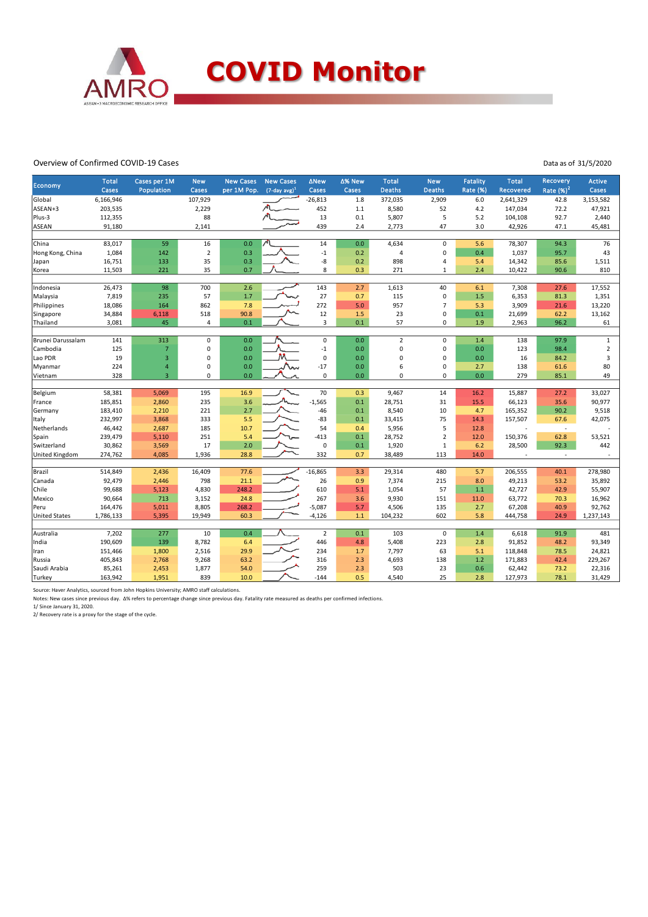# COVID Monitor

Overview of Confirmed COVID-19 Cases

Data as of 31/5/2020

| Economy | Total Cases | Cases per 1M Population | New Cases | New Cases per 1M Pop. | New Cases (7-day avg)[1] | ΔNew Cases | Δ% New Cases | Total Deaths | New Deaths | Fatality Rate (%) | Total Recovered | Recovery Rate (%)[2] | Active Cases |
|---|---|---|---|---|---|---|---|---|---|---|---|---|---|
| Global | 6,166,946 | | 107,929 | | | -26,813 | 1.8 | 372,035 | 2,909 | 6.0 | 2,641,329 | 42.8 | 3,153,582 |
| ASEAN+3 | 203,535 | | 2,229 | | | 452 | 1.1 | 8,580 | 52 | 4.2 | 147,034 | 72.2 | 47,921 |
| Plus-3 | 112,355 | | 88 | | | 13 | 0.1 | 5,807 | 5 | 5.2 | 104,108 | 92.7 | 2,440 |
| ASEAN | 91,180 | | 2,141 | | | 439 | 2.4 | 2,773 | 47 | 3.0 | 42,926 | 47.1 | 45,481 |
| | | | | | | | | | | | | | |
| China | 83,017 | 59 | 16 | 0.0 | | 14 | 0.0 | 4,634 | 0 | 5.6 | 78,307 | 94.3 | 76 |
| Hong Kong, China | 1,084 | 142 | 2 | 0.3 | | -1 | 0.2 | 4 | 0 | 0.4 | 1,037 | 95.7 | 43 |
| Japan | 16,751 | 133 | 35 | 0.3 | | -8 | 0.2 | 898 | 4 | 5.4 | 14,342 | 85.6 | 1,511 |
| Korea | 11,503 | 221 | 35 | 0.7 | | 8 | 0.3 | 271 | 1 | 2.4 | 10,422 | 90.6 | 810 |
| | | | | | | | | | | | | | |
| Indonesia | 26,473 | 98 | 700 | 2.6 | | 143 | 2.7 | 1,613 | 40 | 6.1 | 7,308 | 27.6 | 17,552 |
| Malaysia | 7,819 | 235 | 57 | 1.7 | | 27 | 0.7 | 115 | 0 | 1.5 | 6,353 | 81.3 | 1,351 |
| Philippines | 18,086 | 164 | 862 | 7.8 | | 272 | 5.0 | 957 | 7 | 5.3 | 3,909 | 21.6 | 13,220 |
| Singapore | 34,884 | 6,118 | 518 | 90.8 | | 12 | 1.5 | 23 | 0 | 0.1 | 21,699 | 62.2 | 13,162 |
| Thailand | 3,081 | 45 | 4 | 0.1 | | 3 | 0.1 | 57 | 0 | 1.9 | 2,963 | 96.2 | 61 |
| | | | | | | | | | | | | | |
| Brunei Darussalam | 141 | 313 | 0 | 0.0 | | 0 | 0.0 | 2 | 0 | 1.4 | 138 | 97.9 | 1 |
| Cambodia | 125 | 7 | 0 | 0.0 | | -1 | 0.0 | 0 | 0 | 0.0 | 123 | 98.4 | 2 |
| Lao PDR | 19 | 3 | 0 | 0.0 | | 0 | 0.0 | 0 | 0 | 0.0 | 16 | 84.2 | 3 |
| Myanmar | 224 | 4 | 0 | 0.0 | | -17 | 0.0 | 6 | 0 | 2.7 | 138 | 61.6 | 80 |
| Vietnam | 328 | 3 | 0 | 0.0 | | 0 | 0.0 | 0 | 0 | 0.0 | 279 | 85.1 | 49 |
| | | | | | | | | | | | | | |
| Belgium | 58,381 | 5,069 | 195 | 16.9 | | 70 | 0.3 | 9,467 | 14 | 16.2 | 15,887 | 27.2 | 33,027 |
| France | 185,851 | 2,860 | 235 | 3.6 | | -1,565 | 0.1 | 28,751 | 31 | 15.5 | 66,123 | 35.6 | 90,977 |
| Germany | 183,410 | 2,210 | 221 | 2.7 | | -46 | 0.1 | 8,540 | 10 | 4.7 | 165,352 | 90.2 | 9,518 |
| Italy | 232,997 | 3,868 | 333 | 5.5 | | -83 | 0.1 | 33,415 | 75 | 14.3 | 157,507 | 67.6 | 42,075 |
| Netherlands | 46,442 | 2,687 | 185 | 10.7 | | 54 | 0.4 | 5,956 | 5 | 12.8 | - | - | - |
| Spain | 239,479 | 5,110 | 251 | 5.4 | | -413 | 0.1 | 28,752 | 2 | 12.0 | 150,376 | 62.8 | 53,521 |
| Switzerland | 30,862 | 3,569 | 17 | 2.0 | | 0 | 0.1 | 1,920 | 1 | 6.2 | 28,500 | 92.3 | 442 |
| United Kingdom | 274,762 | 4,085 | 1,936 | 28.8 | | 332 | 0.7 | 38,489 | 113 | 14.0 | - | - | - |
| | | | | | | | | | | | | | |
| Brazil | 514,849 | 2,436 | 16,409 | 77.6 | | -16,865 | 3.3 | 29,314 | 480 | 5.7 | 206,555 | 40.1 | 278,980 |
| Canada | 92,479 | 2,446 | 798 | 21.1 | | 26 | 0.9 | 7,374 | 215 | 8.0 | 49,213 | 53.2 | 35,892 |
| Chile | 99,688 | 5,123 | 4,830 | 248.2 | | 610 | 5.1 | 1,054 | 57 | 1.1 | 42,727 | 42.9 | 55,907 |
| Mexico | 90,664 | 713 | 3,152 | 24.8 | | 267 | 3.6 | 9,930 | 151 | 11.0 | 63,772 | 70.3 | 16,962 |
| Peru | 164,476 | 5,011 | 8,805 | 268.2 | | -5,087 | 5.7 | 4,506 | 135 | 2.7 | 67,208 | 40.9 | 92,762 |
| United States | 1,786,133 | 5,395 | 19,949 | 60.3 | | -4,126 | 1.1 | 104,232 | 602 | 5.8 | 444,758 | 24.9 | 1,237,143 |
| | | | | | | | | | | | | | |
| Australia | 7,202 | 277 | 10 | 0.4 | | 2 | 0.1 | 103 | 0 | 1.4 | 6,618 | 91.9 | 481 |
| India | 190,609 | 139 | 8,782 | 6.4 | | 446 | 4.8 | 5,408 | 223 | 2.8 | 91,852 | 48.2 | 93,349 |
| Iran | 151,466 | 1,800 | 2,516 | 29.9 | | 234 | 1.7 | 7,797 | 63 | 5.1 | 118,848 | 78.5 | 24,821 |
| Russia | 405,843 | 2,768 | 9,268 | 63.2 | | 316 | 2.3 | 4,693 | 138 | 1.2 | 171,883 | 42.4 | 229,267 |
| Saudi Arabia | 85,261 | 2,453 | 1,877 | 54.0 | | 259 | 2.3 | 503 | 23 | 0.6 | 62,442 | 73.2 | 22,316 |
| Turkey | 163,942 | 1,951 | 839 | 10.0 | | -144 | 0.5 | 4,540 | 25 | 2.8 | 127,973 | 78.1 | 31,429 |

Source: Haver Analytics, sourced from John Hopkins University; AMRO staff calculations.

Notes: New cases since previous day. Δ% refers to percentage change since previous day. Fatality rate measured as deaths per confirmed infections.

1/ Since January 31, 2020.

2/ Recovery rate is a proxy for the stage of the cycle.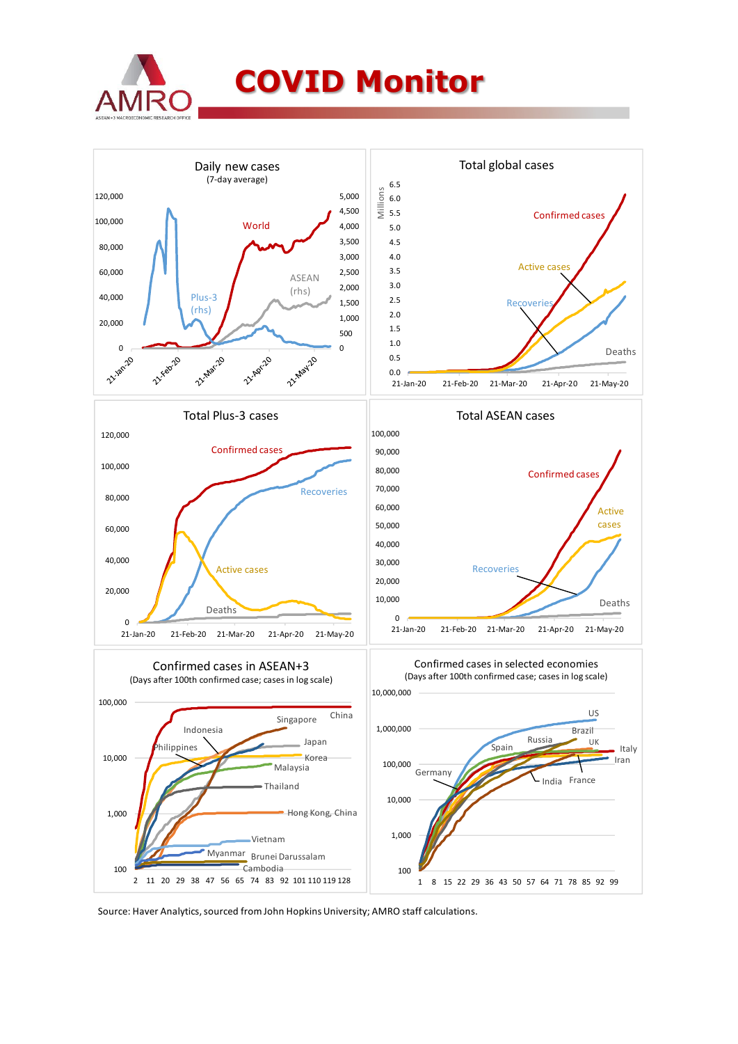# COVID Monitor

AMRO
ASEAN+3 MACROECONOMIC RESEARCH OFFICE

## Daily new cases
(7-day average)

120,000
100,000
80,000
60,000
40,000
20,000
0

5,000
4,500
4,000
3,500
3,000
2,500
2,000
1,500
1,000
500
0

World
ASEAN (rhs)
Plus-3 (rhs)

21-Jan-20
21-Feb-20
21-Mar-20
21-Apr-20
21-May-20

## Total global cases

Millions
6.5
6.0
5.5
5.0
4.5
4.0
3.5
3.0
2.5
2.0
1.5
1.0
0.5
0.0

Confirmed cases
Active cases
Recoveries
Deaths

21-Jan-20
21-Feb-20
21-Mar-20
21-Apr-20
21-May-20

## Total Plus-3 cases

120,000
100,000
80,000
60,000
40,000
20,000
0

Confirmed cases
Recoveries
Active cases
Deaths

21-Jan-20
21-Feb-20
21-Mar-20
21-Apr-20
21-May-20

## Total ASEAN cases

100,000
90,000
80,000
70,000
60,000
50,000
40,000
30,000
20,000
10,000
0

Confirmed cases
Active cases
Recoveries
Deaths

21-Jan-20
21-Feb-20
21-Mar-20
21-Apr-20
21-May-20

## Confirmed cases in ASEAN+3
(Days after 100th confirmed case; cases in log scale)

100,000
10,000
1,000
100

China
Singapore
Indonesia
Japan
Philippines
Korea
Malaysia
Thailand
Hong Kong, China
Vietnam
Myanmar
Brunei Darussalam
Cambodia

2 11 20 29 38 47 56 65 74 83 92 101 110 119 128

## Confirmed cases in selected economies
(Days after 100th confirmed case; cases in log scale)

10,000,000
1,000,000
100,000
10,000
1,000
100

US
Brazil
Russia
UK
Spain
Italy
Iran
Germany
India
France

1 8 15 22 29 36 43 50 57 64 71 78 85 92 99

Source: Haver Analytics, sourced from John Hopkins University; AMRO staff calculations.